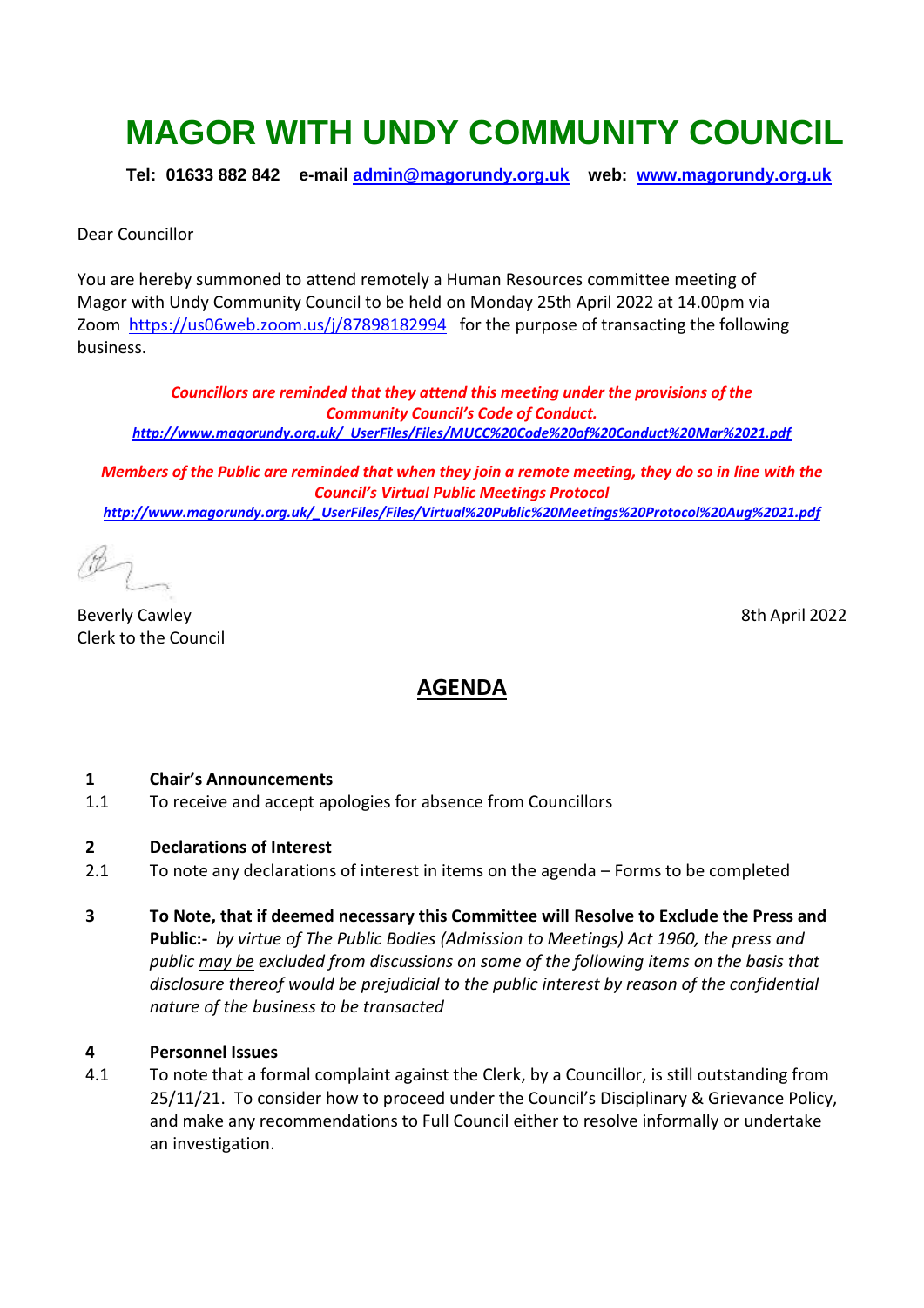# MAGOR WITH UNDY COMMUNITY COUNCIL

**Tel: 01633 882 842 e-mail admin@magorundy.org.uk web: www.magorundy.org.uk**

Dear Councillor

You are hereby summoned to attend remotely a Human Resources committee meeting of Magor with Undy Community Council to be held on Monday 25th April 2022 at 14.00pm via Zoom https://us06web.zoom.us/j/87898182994 for the purpose of transacting the following business.

***Councillors are reminded that they attend this meeting under the provisions of the Community Council's Code of Conduct.***
***http://www.magorundy.org.uk/_UserFiles/Files/MUCC%20Code%20of%20Conduct%20Mar%2021.pdf***

***Members of the Public are reminded that when they join a remote meeting, they do so in line with the Council's Virtual Public Meetings Protocol***
***http://www.magorundy.org.uk/_UserFiles/Files/Virtual%20Public%20Meetings%20Protocol%20Aug%2021.pdf***

Beverly Cawley
Clerk to the Council

8th April 2022

## AGENDA

**1 Chair's Announcements**

1.1 To receive and accept apologies for absence from Councillors

**2 Declarations of Interest**

2.1 To note any declarations of interest in items on the agenda – Forms to be completed

**3 To Note, that if deemed necessary this Committee will Resolve to Exclude the Press and Public:-** *by virtue of The Public Bodies (Admission to Meetings) Act 1960, the press and public may be excluded from discussions on some of the following items on the basis that disclosure thereof would be prejudicial to the public interest by reason of the confidential nature of the business to be transacted*

**4 Personnel Issues**

4.1 To note that a formal complaint against the Clerk, by a Councillor, is still outstanding from 25/11/21. To consider how to proceed under the Council's Disciplinary & Grievance Policy, and make any recommendations to Full Council either to resolve informally or undertake an investigation.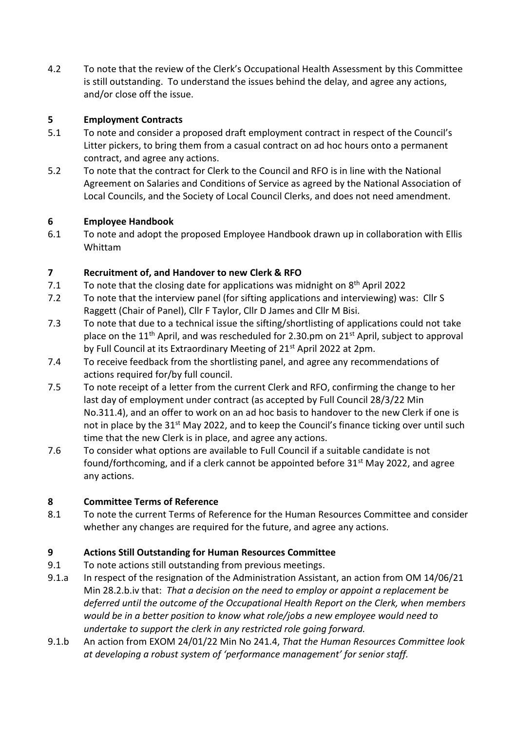4.2 To note that the review of the Clerk's Occupational Health Assessment by this Committee is still outstanding. To understand the issues behind the delay, and agree any actions, and/or close off the issue.

## 5 Employment Contracts

5.1 To note and consider a proposed draft employment contract in respect of the Council's Litter pickers, to bring them from a casual contract on ad hoc hours onto a permanent contract, and agree any actions.

5.2 To note that the contract for Clerk to the Council and RFO is in line with the National Agreement on Salaries and Conditions of Service as agreed by the National Association of Local Councils, and the Society of Local Council Clerks, and does not need amendment.

## 6 Employee Handbook

6.1 To note and adopt the proposed Employee Handbook drawn up in collaboration with Ellis Whittam

## 7 Recruitment of, and Handover to new Clerk & RFO

7.1 To note that the closing date for applications was midnight on 8th April 2022

7.2 To note that the interview panel (for sifting applications and interviewing) was: Cllr S Raggett (Chair of Panel), Cllr F Taylor, Cllr D James and Cllr M Bisi.

7.3 To note that due to a technical issue the sifting/shortlisting of applications could not take place on the 11th April, and was rescheduled for 2.30.pm on 21st April, subject to approval by Full Council at its Extraordinary Meeting of 21st April 2022 at 2pm.

7.4 To receive feedback from the shortlisting panel, and agree any recommendations of actions required for/by full council.

7.5 To note receipt of a letter from the current Clerk and RFO, confirming the change to her last day of employment under contract (as accepted by Full Council 28/3/22 Min No.311.4), and an offer to work on an ad hoc basis to handover to the new Clerk if one is not in place by the 31st May 2022, and to keep the Council's finance ticking over until such time that the new Clerk is in place, and agree any actions.

7.6 To consider what options are available to Full Council if a suitable candidate is not found/forthcoming, and if a clerk cannot be appointed before 31st May 2022, and agree any actions.

## 8 Committee Terms of Reference

8.1 To note the current Terms of Reference for the Human Resources Committee and consider whether any changes are required for the future, and agree any actions.

## 9 Actions Still Outstanding for Human Resources Committee

9.1 To note actions still outstanding from previous meetings.

9.1.a In respect of the resignation of the Administration Assistant, an action from OM 14/06/21 Min 28.2.b.iv that: *That a decision on the need to employ or appoint a replacement be deferred until the outcome of the Occupational Health Report on the Clerk, when members would be in a better position to know what role/jobs a new employee would need to undertake to support the clerk in any restricted role going forward.*

9.1.b An action from EXOM 24/01/22 Min No 241.4, *That the Human Resources Committee look at developing a robust system of 'performance management' for senior staff.*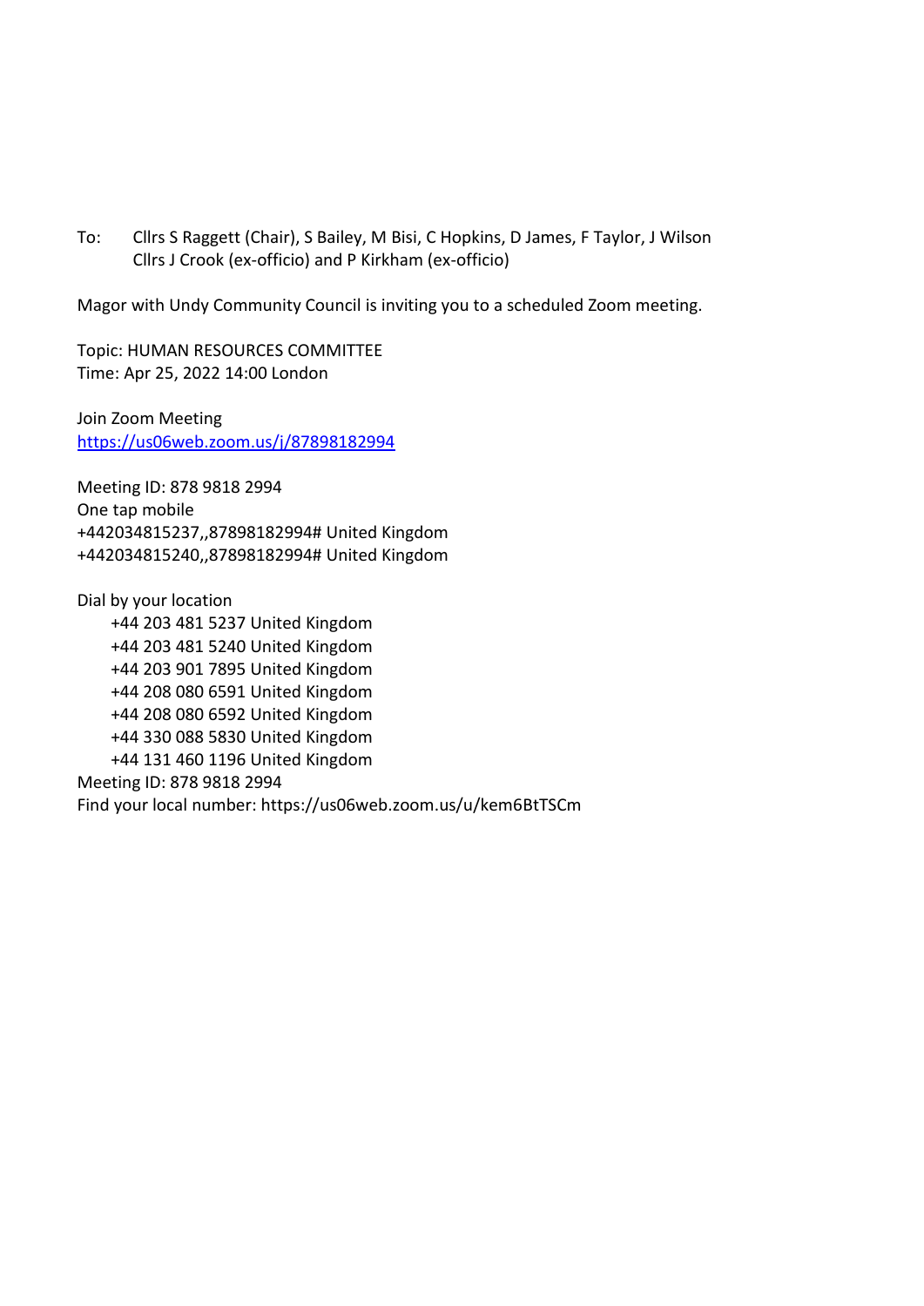To: Cllrs S Raggett (Chair), S Bailey, M Bisi, C Hopkins, D James, F Taylor, J Wilson
Cllrs J Crook (ex-officio) and P Kirkham (ex-officio)

Magor with Undy Community Council is inviting you to a scheduled Zoom meeting.

Topic: HUMAN RESOURCES COMMITTEE
Time: Apr 25, 2022 14:00 London

Join Zoom Meeting
https://us06web.zoom.us/j/87898182994

Meeting ID: 878 9818 2994
One tap mobile
+442034815237,,87898182994# United Kingdom
+442034815240,,87898182994# United Kingdom

Dial by your location
- +44 203 481 5237 United Kingdom
- +44 203 481 5240 United Kingdom
- +44 203 901 7895 United Kingdom
- +44 208 080 6591 United Kingdom
- +44 208 080 6592 United Kingdom
- +44 330 088 5830 United Kingdom
- +44 131 460 1196 United Kingdom

Meeting ID: 878 9818 2994
Find your local number: https://us06web.zoom.us/u/kem6BtTSCm